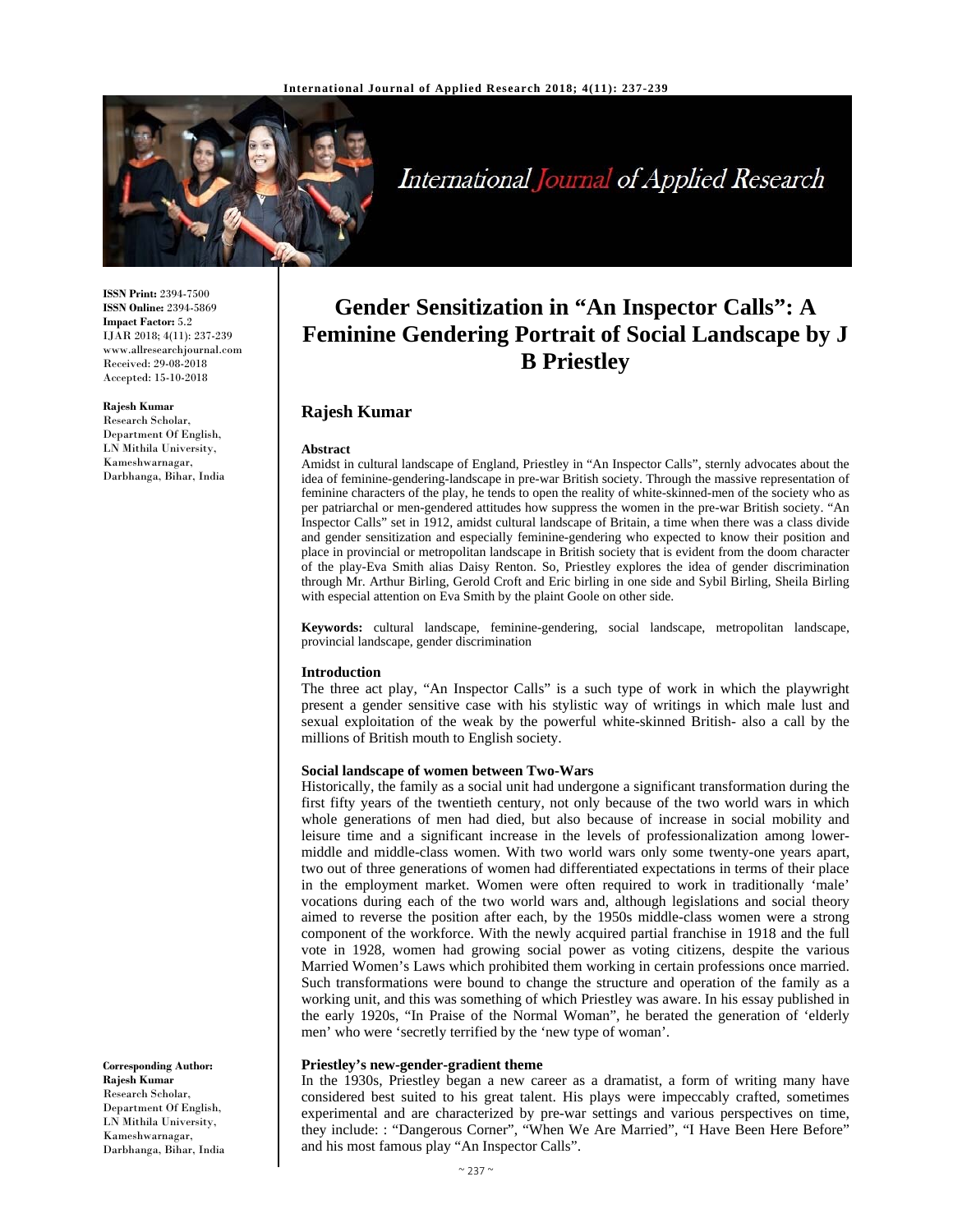ISSN Print: 2394-7500
ISSN Online: 2394-5869
Impact Factor: 5.2
IJAR 2018; 4(11): 237-239
www.allresearchjournal.com
Received: 29-08-2018
Accepted: 15-10-2018

**Rajesh Kumar**
Research Scholar, Department Of English, LN Mithila University, Kameshwarnagar, Darbhanga, Bihar, India

**Corresponding Author:**
**Rajesh Kumar**
Research Scholar, Department Of English, LN Mithila University, Kameshwarnagar, Darbhanga, Bihar, India

# Gender Sensitization in "An Inspector Calls": A Feminine Gendering Portrait of Social Landscape by J B Priestley

## Rajesh Kumar

### Abstract

Amidst in cultural landscape of England, Priestley in "An Inspector Calls", sternly advocates about the idea of feminine-gendering-landscape in pre-war British society. Through the massive representation of feminine characters of the play, he tends to open the reality of white-skinned-men of the society who as per patriarchal or men-gendered attitudes how suppress the women in the pre-war British society. "An Inspector Calls" set in 1912, amidst cultural landscape of Britain, a time when there was a class divide and gender sensitization and especially feminine-gendering who expected to know their position and place in provincial or metropolitan landscape in British society that is evident from the doom character of the play-Eva Smith alias Daisy Renton. So, Priestley explores the idea of gender discrimination through Mr. Arthur Birling, Gerold Croft and Eric birling in one side and Sybil Birling, Sheila Birling with especial attention on Eva Smith by the plaint Goole on other side.

**Keywords:** cultural landscape, feminine-gendering, social landscape, metropolitan landscape, provincial landscape, gender discrimination

### Introduction

The three act play, "An Inspector Calls" is a such type of work in which the playwright present a gender sensitive case with his stylistic way of writings in which male lust and sexual exploitation of the weak by the powerful white-skinned British- also a call by the millions of British mouth to English society.

### Social landscape of women between Two-Wars

Historically, the family as a social unit had undergone a significant transformation during the first fifty years of the twentieth century, not only because of the two world wars in which whole generations of men had died, but also because of increase in social mobility and leisure time and a significant increase in the levels of professionalization among lower-middle and middle-class women. With two world wars only some twenty-one years apart, two out of three generations of women had differentiated expectations in terms of their place in the employment market. Women were often required to work in traditionally 'male' vocations during each of the two world wars and, although legislations and social theory aimed to reverse the position after each, by the 1950s middle-class women were a strong component of the workforce. With the newly acquired partial franchise in 1918 and the full vote in 1928, women had growing social power as voting citizens, despite the various Married Women's Laws which prohibited them working in certain professions once married. Such transformations were bound to change the structure and operation of the family as a working unit, and this was something of which Priestley was aware. In his essay published in the early 1920s, "In Praise of the Normal Woman", he berated the generation of 'elderly men' who were 'secretly terrified by the 'new type of woman'.

### Priestley's new-gender-gradient theme

In the 1930s, Priestley began a new career as a dramatist, a form of writing many have considered best suited to his great talent. His plays were impeccably crafted, sometimes experimental and are characterized by pre-war settings and various perspectives on time, they include: : "Dangerous Corner", "When We Are Married", "I Have Been Here Before" and his most famous play "An Inspector Calls".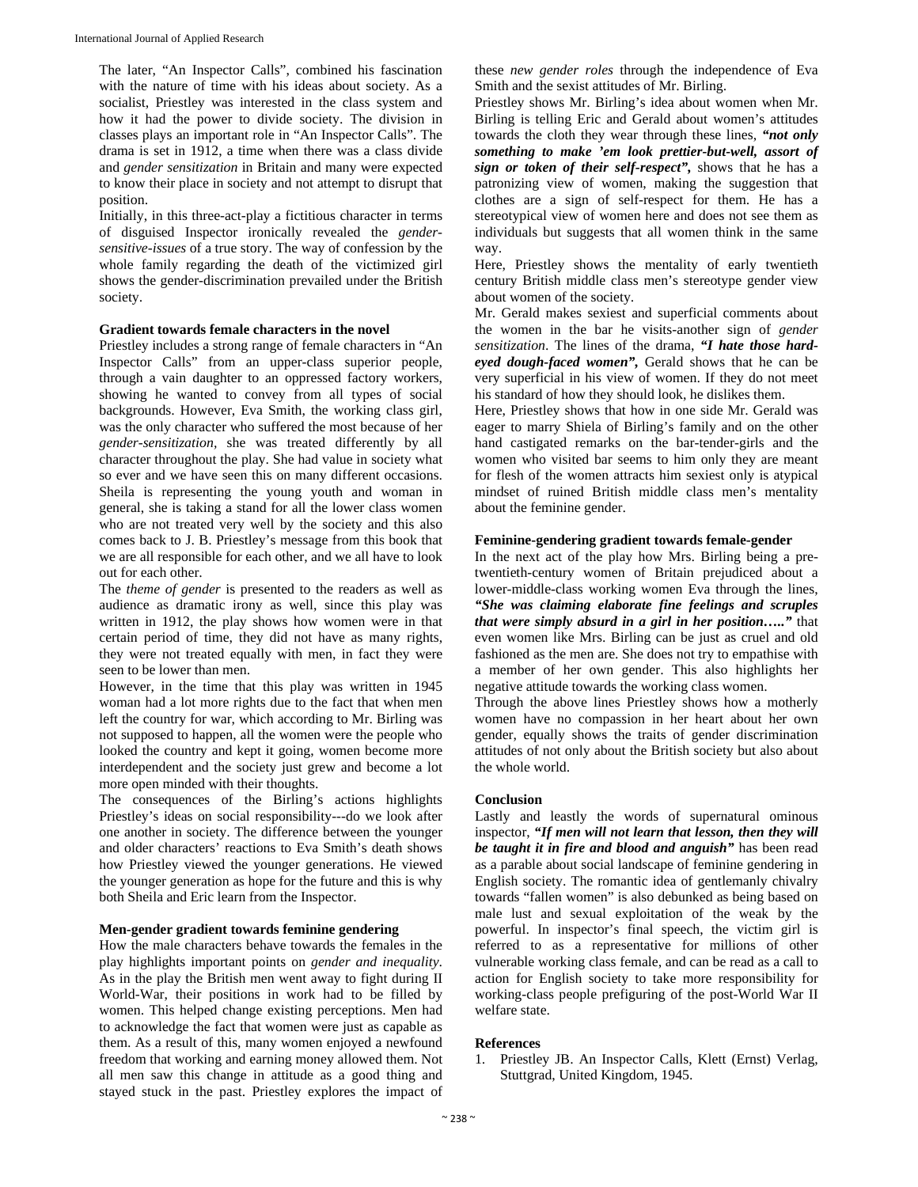The later, "An Inspector Calls", combined his fascination with the nature of time with his ideas about society. As a socialist, Priestley was interested in the class system and how it had the power to divide society. The division in classes plays an important role in "An Inspector Calls". The drama is set in 1912, a time when there was a class divide and *gender sensitization* in Britain and many were expected to know their place in society and not attempt to disrupt that position.

Initially, in this three-act-play a fictitious character in terms of disguised Inspector ironically revealed the *gender-sensitive-issues* of a true story. The way of confession by the whole family regarding the death of the victimized girl shows the gender-discrimination prevailed under the British society.

### Gradient towards female characters in the novel

Priestley includes a strong range of female characters in "An Inspector Calls" from an upper-class superior people, through a vain daughter to an oppressed factory workers, showing he wanted to convey from all types of social backgrounds. However, Eva Smith, the working class girl, was the only character who suffered the most because of her *gender-sensitization,* she was treated differently by all character throughout the play. She had value in society what so ever and we have seen this on many different occasions. Sheila is representing the young youth and woman in general, she is taking a stand for all the lower class women who are not treated very well by the society and this also comes back to J. B. Priestley's message from this book that we are all responsible for each other, and we all have to look out for each other.

The *theme of gender* is presented to the readers as well as audience as dramatic irony as well, since this play was written in 1912, the play shows how women were in that certain period of time, they did not have as many rights, they were not treated equally with men, in fact they were seen to be lower than men.

However, in the time that this play was written in 1945 woman had a lot more rights due to the fact that when men left the country for war, which according to Mr. Birling was not supposed to happen, all the women were the people who looked the country and kept it going, women become more interdependent and the society just grew and become a lot more open minded with their thoughts.

The consequences of the Birling's actions highlights Priestley's ideas on social responsibility---do we look after one another in society. The difference between the younger and older characters' reactions to Eva Smith's death shows how Priestley viewed the younger generations. He viewed the younger generation as hope for the future and this is why both Sheila and Eric learn from the Inspector.

### Men-gender gradient towards feminine gendering

How the male characters behave towards the females in the play highlights important points on *gender and inequality*. As in the play the British men went away to fight during II World-War, their positions in work had to be filled by women. This helped change existing perceptions. Men had to acknowledge the fact that women were just as capable as them. As a result of this, many women enjoyed a newfound freedom that working and earning money allowed them. Not all men saw this change in attitude as a good thing and stayed stuck in the past. Priestley explores the impact of these *new gender roles* through the independence of Eva Smith and the sexist attitudes of Mr. Birling.

Priestley shows Mr. Birling's idea about women when Mr. Birling is telling Eric and Gerald about women's attitudes towards the cloth they wear through these lines, ***"not only something to make 'em look prettier-but-well, assort of sign or token of their self-respect",*** shows that he has a patronizing view of women, making the suggestion that clothes are a sign of self-respect for them. He has a stereotypical view of women here and does not see them as individuals but suggests that all women think in the same way.

Here, Priestley shows the mentality of early twentieth century British middle class men's stereotype gender view about women of the society.

Mr. Gerald makes sexiest and superficial comments about the women in the bar he visits-another sign of *gender sensitization*. The lines of the drama, ***"I hate those hard-eyed dough-faced women",*** Gerald shows that he can be very superficial in his view of women. If they do not meet his standard of how they should look, he dislikes them.

Here, Priestley shows that how in one side Mr. Gerald was eager to marry Shiela of Birling's family and on the other hand castigated remarks on the bar-tender-girls and the women who visited bar seems to him only they are meant for flesh of the women attracts him sexiest only is atypical mindset of ruined British middle class men's mentality about the feminine gender.

### Feminine-gendering gradient towards female-gender

In the next act of the play how Mrs. Birling being a pre-twentieth-century women of Britain prejudiced about a lower-middle-class working women Eva through the lines, ***"She was claiming elaborate fine feelings and scruples that were simply absurd in a girl in her position….."*** that even women like Mrs. Birling can be just as cruel and old fashioned as the men are. She does not try to empathise with a member of her own gender. This also highlights her negative attitude towards the working class women.

Through the above lines Priestley shows how a motherly women have no compassion in her heart about her own gender, equally shows the traits of gender discrimination attitudes of not only about the British society but also about the whole world.

### Conclusion

Lastly and leastly the words of supernatural ominous inspector, ***"If men will not learn that lesson, then they will be taught it in fire and blood and anguish"*** has been read as a parable about social landscape of feminine gendering in English society. The romantic idea of gentlemanly chivalry towards "fallen women" is also debunked as being based on male lust and sexual exploitation of the weak by the powerful. In inspector's final speech, the victim girl is referred to as a representative for millions of other vulnerable working class female, and can be read as a call to action for English society to take more responsibility for working-class people prefiguring of the post-World War II welfare state.

### References

1. Priestley JB. An Inspector Calls, Klett (Ernst) Verlag, Stuttgrad, United Kingdom, 1945.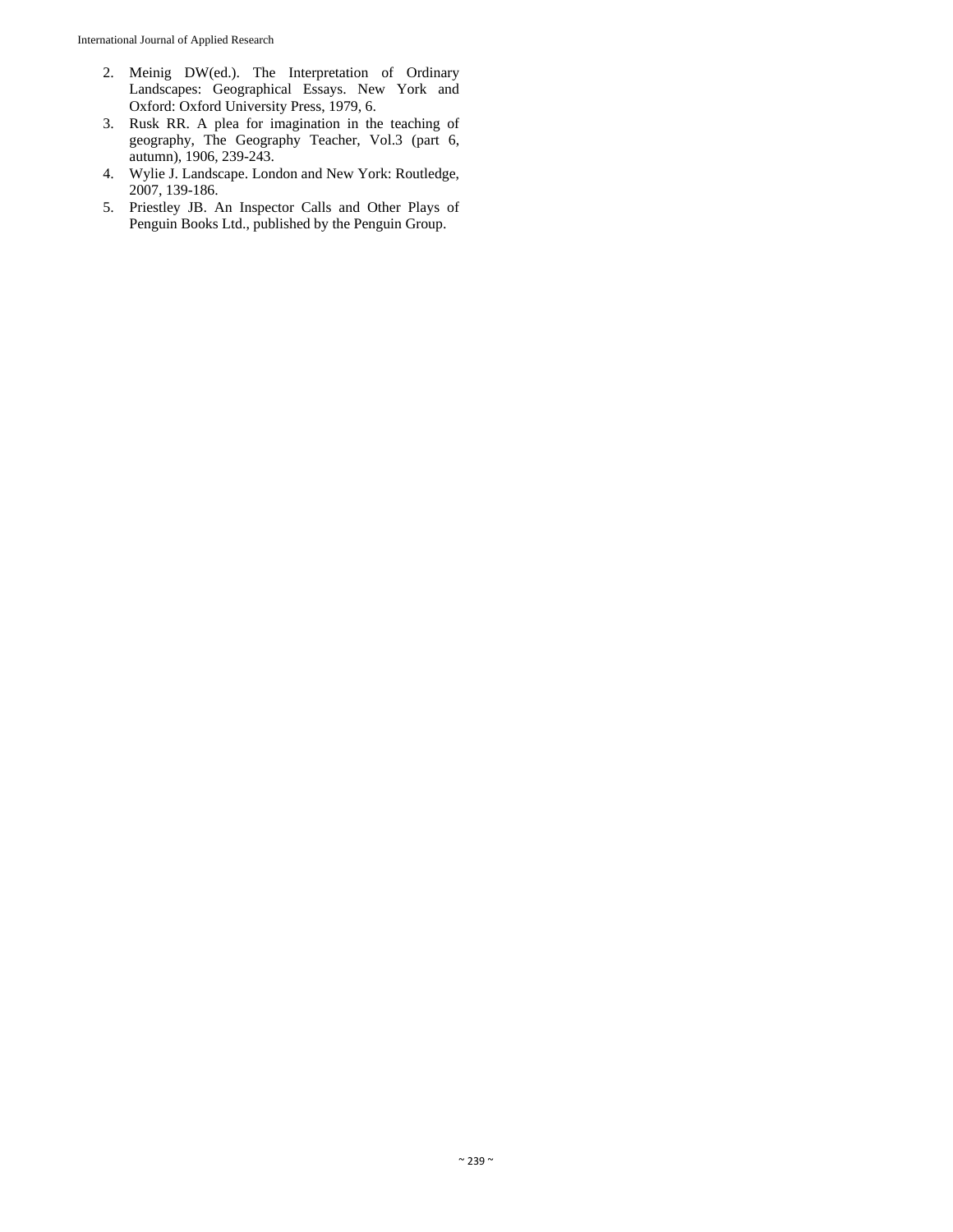2. Meinig DW(ed.). The Interpretation of Ordinary Landscapes: Geographical Essays. New York and Oxford: Oxford University Press, 1979, 6.
3. Rusk RR. A plea for imagination in the teaching of geography, The Geography Teacher, Vol.3 (part 6, autumn), 1906, 239-243.
4. Wylie J. Landscape. London and New York: Routledge, 2007, 139-186.
5. Priestley JB. An Inspector Calls and Other Plays of Penguin Books Ltd., published by the Penguin Group.